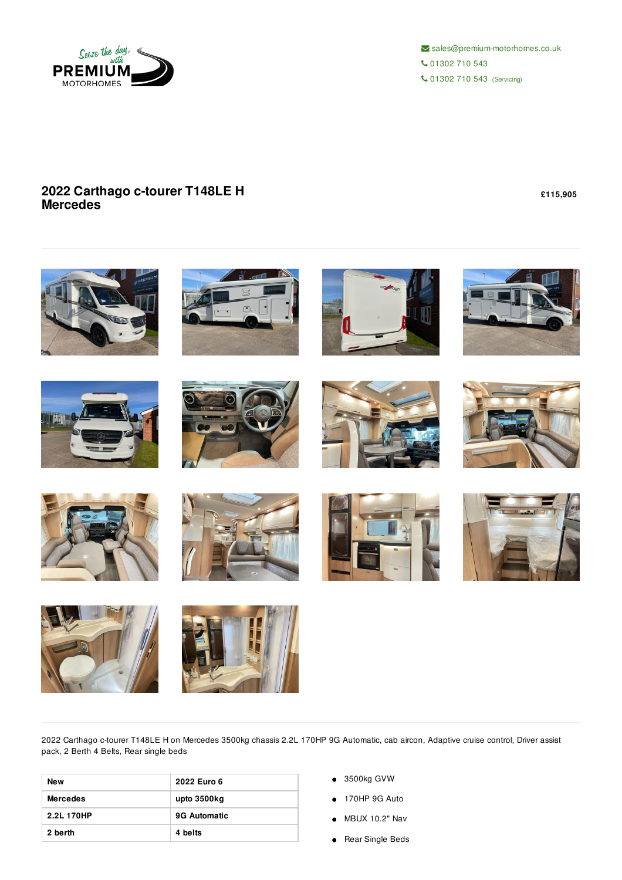Seize the day, with PREMIUM MOTORHOMES

sales@premium-motorhomes.co.uk
01302 710 543
01302 710 543 (Servicing)

# 2022 Carthago c-tourer T148LE H Mercedes

**£115,905**

2022 Carthago c-tourer T148LE H on Mercedes 3500kg chassis 2.2L 170HP 9G Automatic, cab aircon, Adaptive cruise control, Driver assist pack, 2 Berth 4 Belts, Rear single beds

| New | 2022 Euro 6 |
|---|---|
| Mercedes | upto 3500kg |
| 2.2L 170HP | 9G Automatic |
| 2 berth | 4 belts |

- 3500kg GVW
- 170HP 9G Auto
- MBUX 10.2" Nav
- Rear Single Beds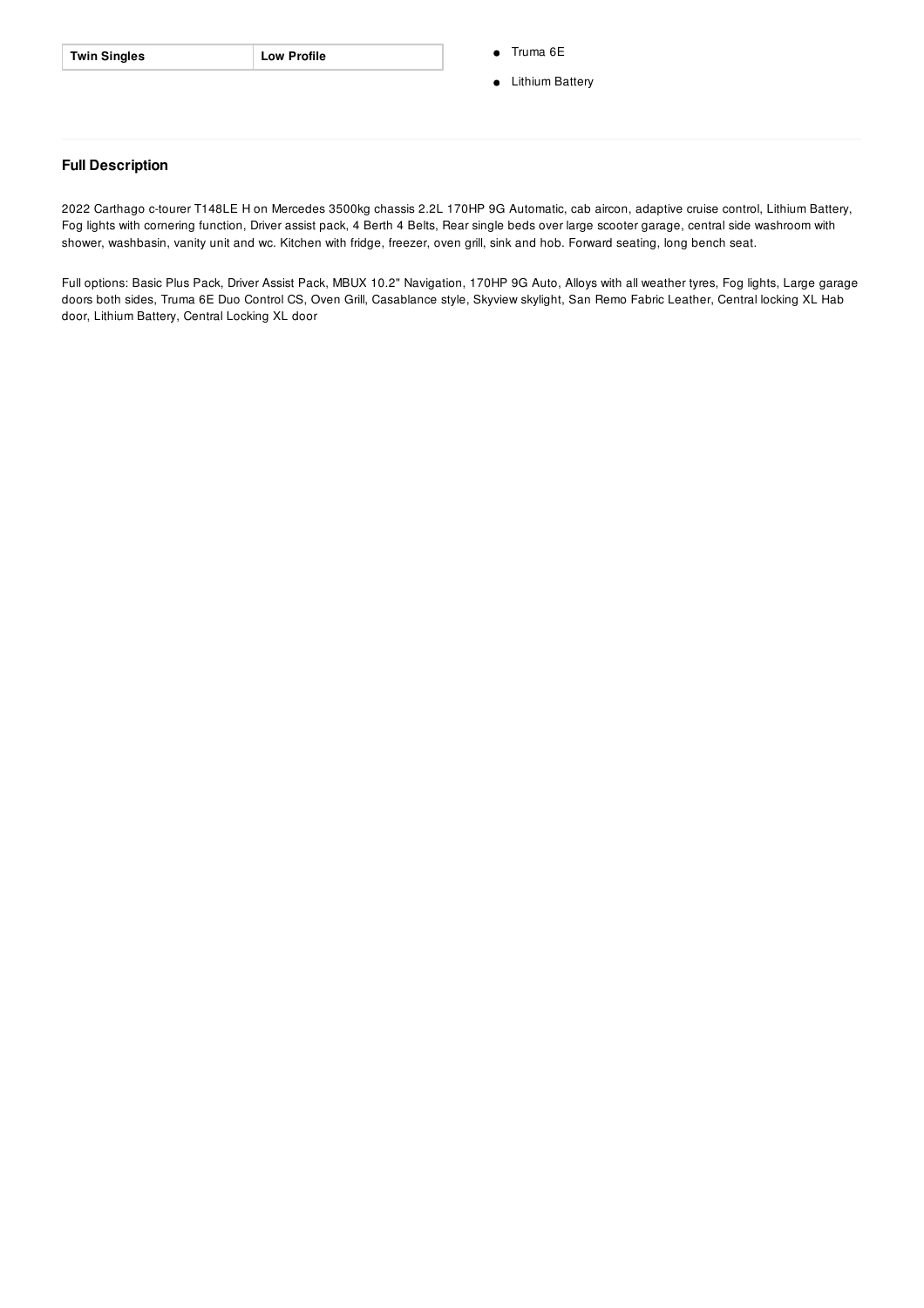| | |
|---|---|
| **Twin Singles** | **Low Profile** |

- Truma 6E
- Lithium Battery

### Full Description

2022 Carthago c-tourer T148LE H on Mercedes 3500kg chassis 2.2L 170HP 9G Automatic, cab aircon, adaptive cruise control, Lithium Battery, Fog lights with cornering function, Driver assist pack, 4 Berth 4 Belts, Rear single beds over large scooter garage, central side washroom with shower, washbasin, vanity unit and wc. Kitchen with fridge, freezer, oven grill, sink and hob. Forward seating, long bench seat.

Full options: Basic Plus Pack, Driver Assist Pack, MBUX 10.2" Navigation, 170HP 9G Auto, Alloys with all weather tyres, Fog lights, Large garage doors both sides, Truma 6E Duo Control CS, Oven Grill, Casablance style, Skyview skylight, San Remo Fabric Leather, Central locking XL Hab door, Lithium Battery, Central Locking XL door